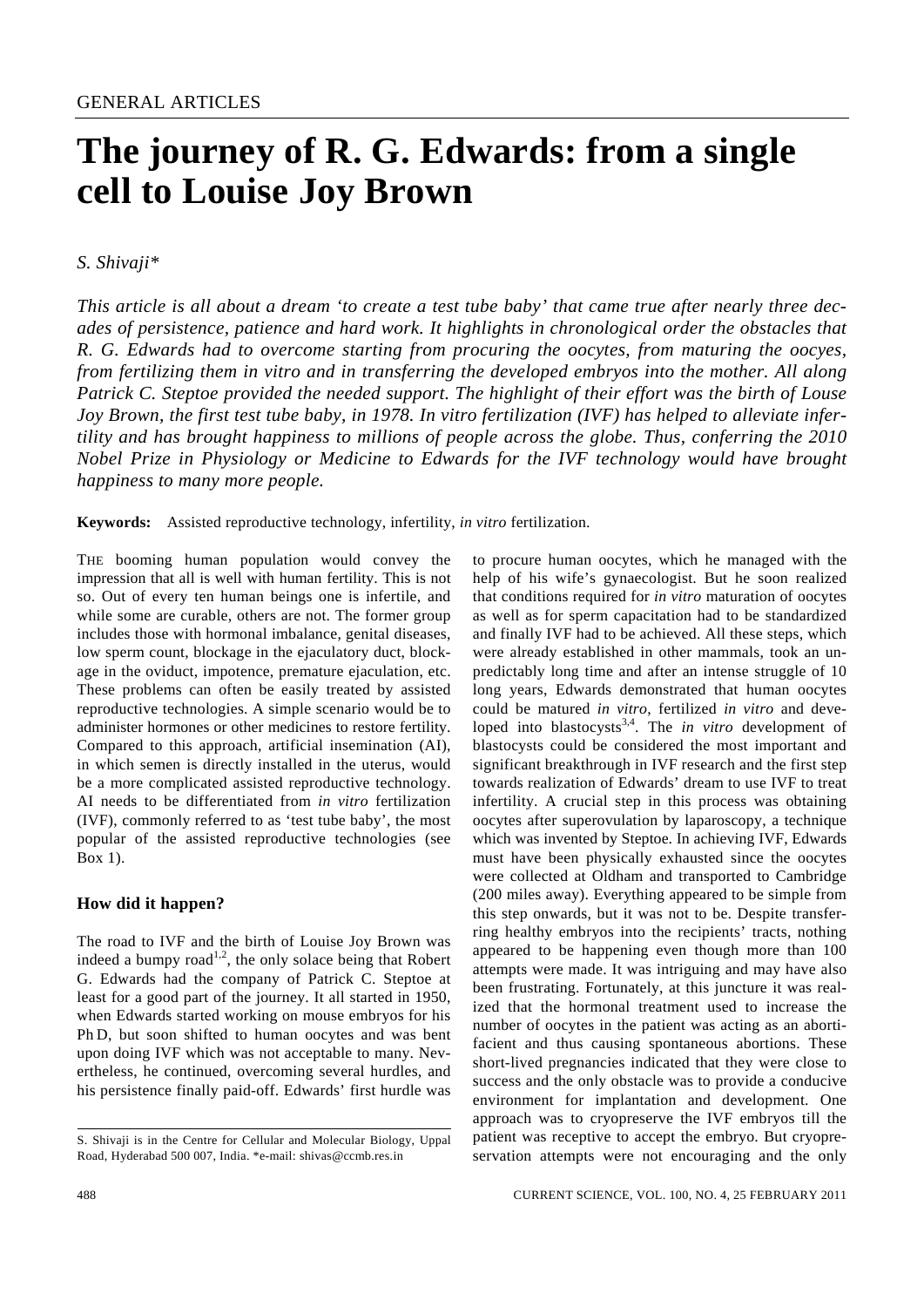GENERAL ARTICLES

# The journey of R. G. Edwards: from a single cell to Louise Joy Brown

*S. Shivaji\**

*This article is all about a dream 'to create a test tube baby' that came true after nearly three decades of persistence, patience and hard work. It highlights in chronological order the obstacles that R. G. Edwards had to overcome starting from procuring the oocytes, from maturing the oocyes, from fertilizing them in vitro and in transferring the developed embryos into the mother. All along Patrick C. Steptoe provided the needed support. The highlight of their effort was the birth of Louse Joy Brown, the first test tube baby, in 1978. In vitro fertilization (IVF) has helped to alleviate infertility and has brought happiness to millions of people across the globe. Thus, conferring the 2010 Nobel Prize in Physiology or Medicine to Edwards for the IVF technology would have brought happiness to many more people.*

**Keywords:** Assisted reproductive technology, infertility, *in vitro* fertilization.

THE booming human population would convey the impression that all is well with human fertility. This is not so. Out of every ten human beings one is infertile, and while some are curable, others are not. The former group includes those with hormonal imbalance, genital diseases, low sperm count, blockage in the ejaculatory duct, blockage in the oviduct, impotence, premature ejaculation, etc. These problems can often be easily treated by assisted reproductive technologies. A simple scenario would be to administer hormones or other medicines to restore fertility. Compared to this approach, artificial insemination (AI), in which semen is directly installed in the uterus, would be a more complicated assisted reproductive technology. AI needs to be differentiated from *in vitro* fertilization (IVF), commonly referred to as 'test tube baby', the most popular of the assisted reproductive technologies (see Box 1).

### How did it happen?

The road to IVF and the birth of Louise Joy Brown was indeed a bumpy road[1,2], the only solace being that Robert G. Edwards had the company of Patrick C. Steptoe at least for a good part of the journey. It all started in 1950, when Edwards started working on mouse embryos for his Ph D, but soon shifted to human oocytes and was bent upon doing IVF which was not acceptable to many. Nevertheless, he continued, overcoming several hurdles, and his persistence finally paid-off. Edwards' first hurdle was to procure human oocytes, which he managed with the help of his wife's gynaecologist. But he soon realized that conditions required for *in vitro* maturation of oocytes as well as for sperm capacitation had to be standardized and finally IVF had to be achieved. All these steps, which were already established in other mammals, took an unpredictably long time and after an intense struggle of 10 long years, Edwards demonstrated that human oocytes could be matured *in vitro*, fertilized *in vitro* and developed into blastocysts[3,4]. The *in vitro* development of blastocysts could be considered the most important and significant breakthrough in IVF research and the first step towards realization of Edwards' dream to use IVF to treat infertility. A crucial step in this process was obtaining oocytes after superovulation by laparoscopy, a technique which was invented by Steptoe. In achieving IVF, Edwards must have been physically exhausted since the oocytes were collected at Oldham and transported to Cambridge (200 miles away). Everything appeared to be simple from this step onwards, but it was not to be. Despite transferring healthy embryos into the recipients' tracts, nothing appeared to be happening even though more than 100 attempts were made. It was intriguing and may have also been frustrating. Fortunately, at this juncture it was realized that the hormonal treatment used to increase the number of oocytes in the patient was acting as an abortifacient and thus causing spontaneous abortions. These short-lived pregnancies indicated that they were close to success and the only obstacle was to provide a conducive environment for implantation and development. One approach was to cryopreserve the IVF embryos till the patient was receptive to accept the embryo. But cryopreservation attempts were not encouraging and the only

S. Shivaji is in the Centre for Cellular and Molecular Biology, Uppal Road, Hyderabad 500 007, India. \*e-mail: shivas@ccmb.res.in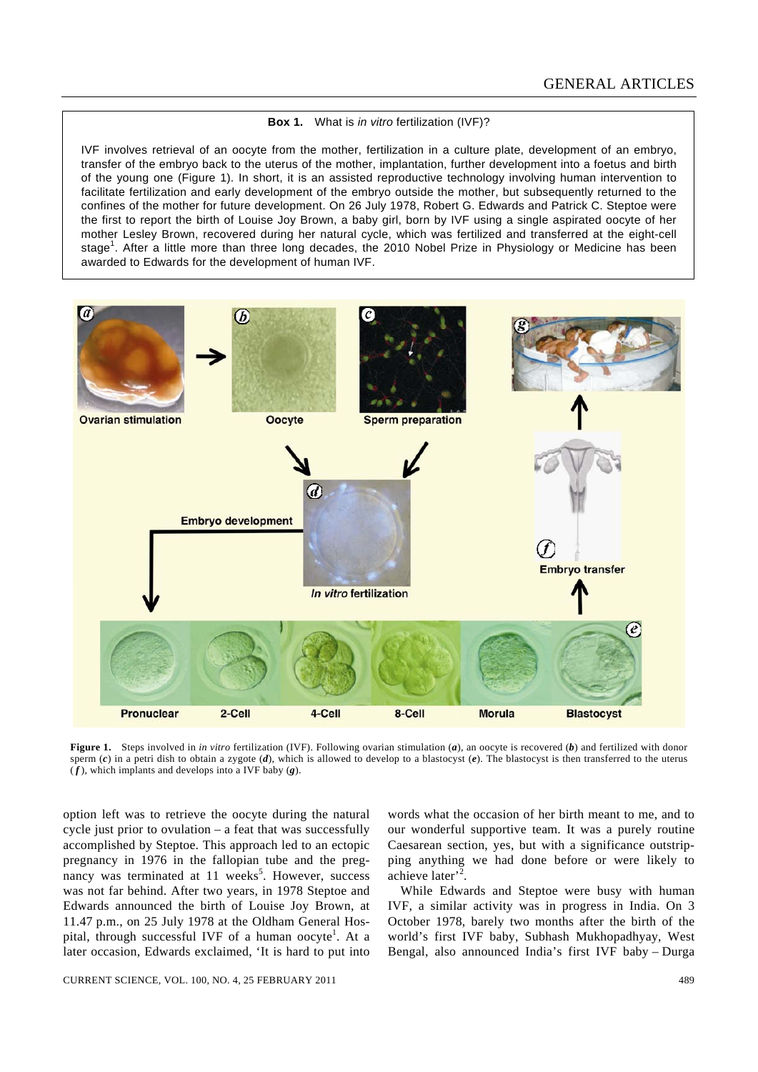**Box 1.** What is *in vitro* fertilization (IVF)?

IVF involves retrieval of an oocyte from the mother, fertilization in a culture plate, development of an embryo, transfer of the embryo back to the uterus of the mother, implantation, further development into a foetus and birth of the young one (Figure 1). In short, it is an assisted reproductive technology involving human intervention to facilitate fertilization and early development of the embryo outside the mother, but subsequently returned to the confines of the mother for future development. On 26 July 1978, Robert G. Edwards and Patrick C. Steptoe were the first to report the birth of Louise Joy Brown, a baby girl, born by IVF using a single aspirated oocyte of her mother Lesley Brown, recovered during her natural cycle, which was fertilized and transferred at the eight-cell stage[1]. After a little more than three long decades, the 2010 Nobel Prize in Physiology or Medicine has been awarded to Edwards for the development of human IVF.

**Figure 1.** Steps involved in *in vitro* fertilization (IVF). Following ovarian stimulation (***a***), an oocyte is recovered (***b***) and fertilized with donor sperm (***c***) in a petri dish to obtain a zygote (***d***), which is allowed to develop to a blastocyst (***e***). The blastocyst is then transferred to the uterus (***f***), which implants and develops into a IVF baby (***g***).

option left was to retrieve the oocyte during the natural cycle just prior to ovulation – a feat that was successfully accomplished by Steptoe. This approach led to an ectopic pregnancy in 1976 in the fallopian tube and the pregnancy was terminated at 11 weeks[5]. However, success was not far behind. After two years, in 1978 Steptoe and Edwards announced the birth of Louise Joy Brown, at 11.47 p.m., on 25 July 1978 at the Oldham General Hospital, through successful IVF of a human oocyte[1]. At a later occasion, Edwards exclaimed, 'It is hard to put into words what the occasion of her birth meant to me, and to our wonderful supportive team. It was a purely routine Caesarean section, yes, but with a significance outstripping anything we had done before or were likely to achieve later'[2].

While Edwards and Steptoe were busy with human IVF, a similar activity was in progress in India. On 3 October 1978, barely two months after the birth of the world's first IVF baby, Subhash Mukhopadhyay, West Bengal, also announced India's first IVF baby – Durga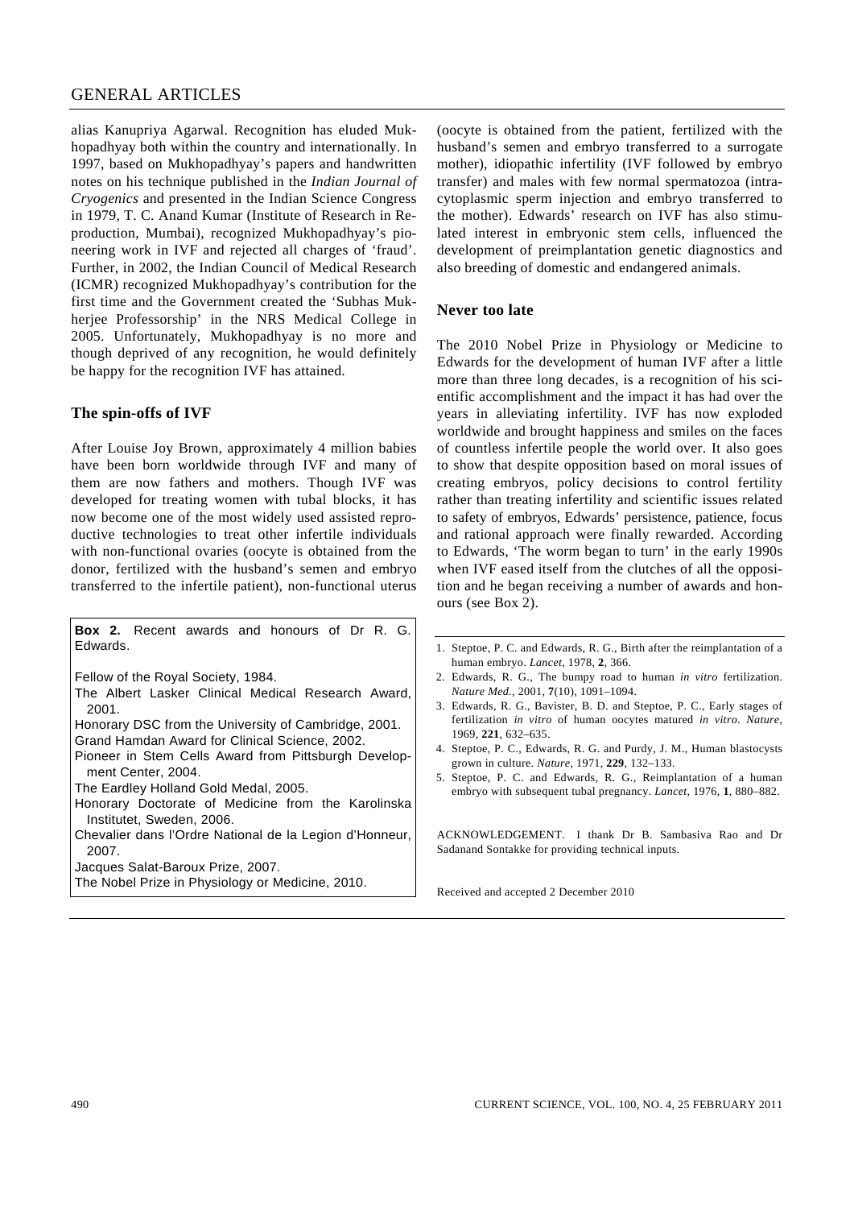alias Kanupriya Agarwal. Recognition has eluded Mukhopadhyay both within the country and internationally. In 1997, based on Mukhopadhyay's papers and handwritten notes on his technique published in the *Indian Journal of Cryogenics* and presented in the Indian Science Congress in 1979, T. C. Anand Kumar (Institute of Research in Reproduction, Mumbai), recognized Mukhopadhyay's pioneering work in IVF and rejected all charges of 'fraud'. Further, in 2002, the Indian Council of Medical Research (ICMR) recognized Mukhopadhyay's contribution for the first time and the Government created the 'Subhas Mukherjee Professorship' in the NRS Medical College in 2005. Unfortunately, Mukhopadhyay is no more and though deprived of any recognition, he would definitely be happy for the recognition IVF has attained.

## The spin-offs of IVF

After Louise Joy Brown, approximately 4 million babies have been born worldwide through IVF and many of them are now fathers and mothers. Though IVF was developed for treating women with tubal blocks, it has now become one of the most widely used assisted reproductive technologies to treat other infertile individuals with non-functional ovaries (oocyte is obtained from the donor, fertilized with the husband's semen and embryo transferred to the infertile patient), non-functional uterus (oocyte is obtained from the patient, fertilized with the husband's semen and embryo transferred to a surrogate mother), idiopathic infertility (IVF followed by embryo transfer) and males with few normal spermatozoa (intracytoplasmic sperm injection and embryo transferred to the mother). Edwards' research on IVF has also stimulated interest in embryonic stem cells, influenced the development of preimplantation genetic diagnostics and also breeding of domestic and endangered animals.

**Box 2.** Recent awards and honours of Dr R. G. Edwards.

- Fellow of the Royal Society, 1984.
- The Albert Lasker Clinical Medical Research Award, 2001.
- Honorary DSC from the University of Cambridge, 2001.
- Grand Hamdan Award for Clinical Science, 2002.
- Pioneer in Stem Cells Award from Pittsburgh Development Center, 2004.
- The Eardley Holland Gold Medal, 2005.
- Honorary Doctorate of Medicine from the Karolinska Institutet, Sweden, 2006.
- Chevalier dans l'Ordre National de la Legion d'Honneur, 2007.
- Jacques Salat-Baroux Prize, 2007.
- The Nobel Prize in Physiology or Medicine, 2010.

## Never too late

The 2010 Nobel Prize in Physiology or Medicine to Edwards for the development of human IVF after a little more than three long decades, is a recognition of his scientific accomplishment and the impact it has had over the years in alleviating infertility. IVF has now exploded worldwide and brought happiness and smiles on the faces of countless infertile people the world over. It also goes to show that despite opposition based on moral issues of creating embryos, policy decisions to control fertility rather than treating infertility and scientific issues related to safety of embryos, Edwards' persistence, patience, focus and rational approach were finally rewarded. According to Edwards, 'The worm began to turn' in the early 1990s when IVF eased itself from the clutches of all the opposition and he began receiving a number of awards and honours (see Box 2).

1. Steptoe, P. C. and Edwards, R. G., Birth after the reimplantation of a human embryo. *Lancet*, 1978, **2**, 366.
2. Edwards, R. G., The bumpy road to human *in vitro* fertilization. *Nature Med.*, 2001, **7**(10), 1091–1094.
3. Edwards, R. G., Bavister, B. D. and Steptoe, P. C., Early stages of fertilization *in vitro* of human oocytes matured *in vitro*. *Nature*, 1969, **221**, 632–635.
4. Steptoe, P. C., Edwards, R. G. and Purdy, J. M., Human blastocysts grown in culture. *Nature*, 1971, **229**, 132–133.
5. Steptoe, P. C. and Edwards, R. G., Reimplantation of a human embryo with subsequent tubal pregnancy. *Lancet*, 1976, **1**, 880–882.

ACKNOWLEDGEMENT. I thank Dr B. Sambasiva Rao and Dr Sadanand Sontakke for providing technical inputs.

Received and accepted 2 December 2010